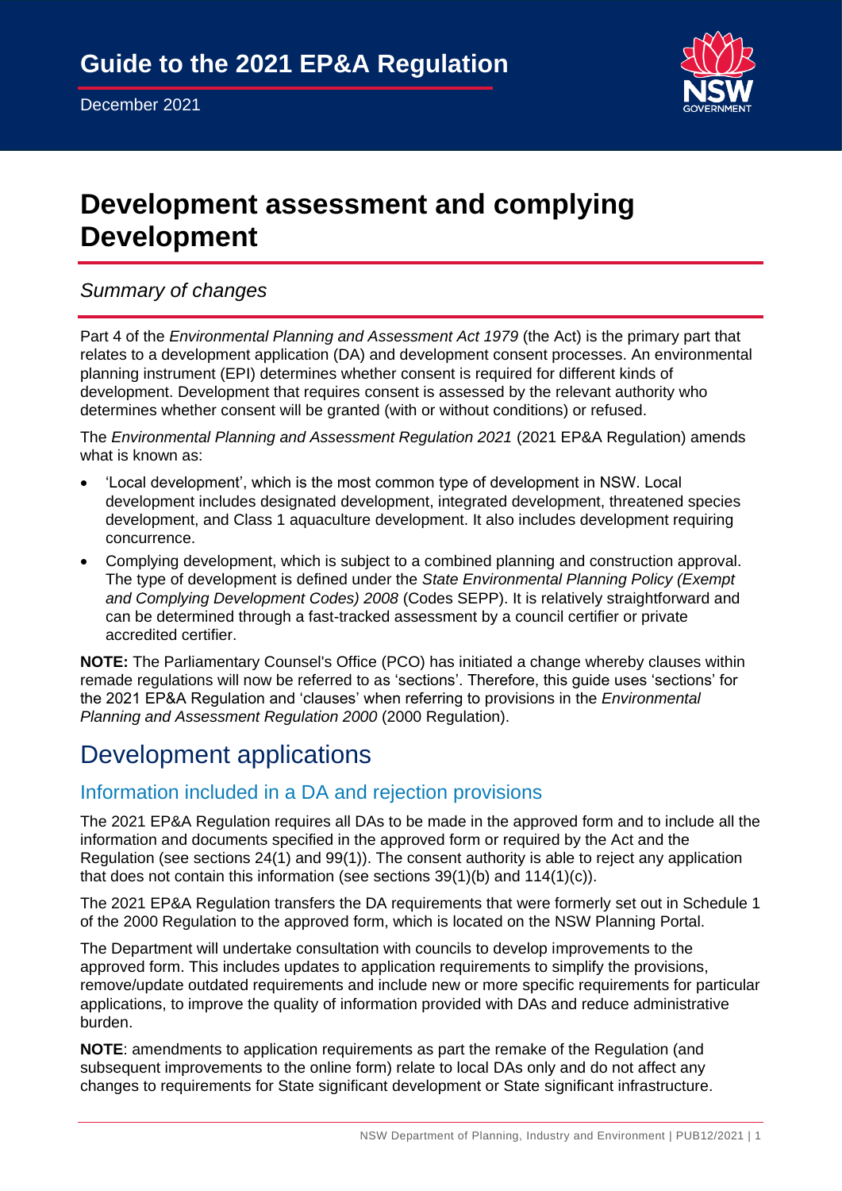# Guide to the 2021 EP&A Regulation

December 2021

# Development assessment and complying Development

*Summary of changes*

Part 4 of the *Environmental Planning and Assessment Act 1979* (the Act) is the primary part that relates to a development application (DA) and development consent processes. An environmental planning instrument (EPI) determines whether consent is required for different kinds of development. Development that requires consent is assessed by the relevant authority who determines whether consent will be granted (with or without conditions) or refused.

The *Environmental Planning and Assessment Regulation 2021* (2021 EP&A Regulation) amends what is known as:

- 'Local development', which is the most common type of development in NSW. Local development includes designated development, integrated development, threatened species development, and Class 1 aquaculture development. It also includes development requiring concurrence.
- Complying development, which is subject to a combined planning and construction approval. The type of development is defined under the *State Environmental Planning Policy (Exempt and Complying Development Codes) 2008* (Codes SEPP). It is relatively straightforward and can be determined through a fast-tracked assessment by a council certifier or private accredited certifier.

**NOTE:** The Parliamentary Counsel's Office (PCO) has initiated a change whereby clauses within remade regulations will now be referred to as 'sections'. Therefore, this guide uses 'sections' for the 2021 EP&A Regulation and 'clauses' when referring to provisions in the *Environmental Planning and Assessment Regulation 2000* (2000 Regulation).

## Development applications

### Information included in a DA and rejection provisions

The 2021 EP&A Regulation requires all DAs to be made in the approved form and to include all the information and documents specified in the approved form or required by the Act and the Regulation (see sections 24(1) and 99(1)). The consent authority is able to reject any application that does not contain this information (see sections 39(1)(b) and 114(1)(c)).

The 2021 EP&A Regulation transfers the DA requirements that were formerly set out in Schedule 1 of the 2000 Regulation to the approved form, which is located on the NSW Planning Portal.

The Department will undertake consultation with councils to develop improvements to the approved form. This includes updates to application requirements to simplify the provisions, remove/update outdated requirements and include new or more specific requirements for particular applications, to improve the quality of information provided with DAs and reduce administrative burden.

**NOTE**: amendments to application requirements as part the remake of the Regulation (and subsequent improvements to the online form) relate to local DAs only and do not affect any changes to requirements for State significant development or State significant infrastructure.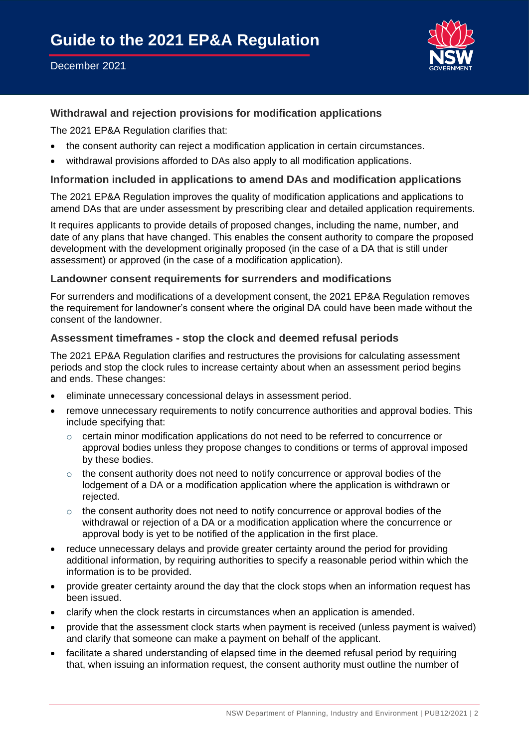### Withdrawal and rejection provisions for modification applications

The 2021 EP&A Regulation clarifies that:

- the consent authority can reject a modification application in certain circumstances.
- withdrawal provisions afforded to DAs also apply to all modification applications.

### Information included in applications to amend DAs and modification applications

The 2021 EP&A Regulation improves the quality of modification applications and applications to amend DAs that are under assessment by prescribing clear and detailed application requirements.

It requires applicants to provide details of proposed changes, including the name, number, and date of any plans that have changed. This enables the consent authority to compare the proposed development with the development originally proposed (in the case of a DA that is still under assessment) or approved (in the case of a modification application).

### Landowner consent requirements for surrenders and modifications

For surrenders and modifications of a development consent, the 2021 EP&A Regulation removes the requirement for landowner's consent where the original DA could have been made without the consent of the landowner.

### Assessment timeframes - stop the clock and deemed refusal periods

The 2021 EP&A Regulation clarifies and restructures the provisions for calculating assessment periods and stop the clock rules to increase certainty about when an assessment period begins and ends. These changes:

- eliminate unnecessary concessional delays in assessment period.
- remove unnecessary requirements to notify concurrence authorities and approval bodies. This include specifying that:
  - certain minor modification applications do not need to be referred to concurrence or approval bodies unless they propose changes to conditions or terms of approval imposed by these bodies.
  - the consent authority does not need to notify concurrence or approval bodies of the lodgement of a DA or a modification application where the application is withdrawn or rejected.
  - the consent authority does not need to notify concurrence or approval bodies of the withdrawal or rejection of a DA or a modification application where the concurrence or approval body is yet to be notified of the application in the first place.
- reduce unnecessary delays and provide greater certainty around the period for providing additional information, by requiring authorities to specify a reasonable period within which the information is to be provided.
- provide greater certainty around the day that the clock stops when an information request has been issued.
- clarify when the clock restarts in circumstances when an application is amended.
- provide that the assessment clock starts when payment is received (unless payment is waived) and clarify that someone can make a payment on behalf of the applicant.
- facilitate a shared understanding of elapsed time in the deemed refusal period by requiring that, when issuing an information request, the consent authority must outline the number of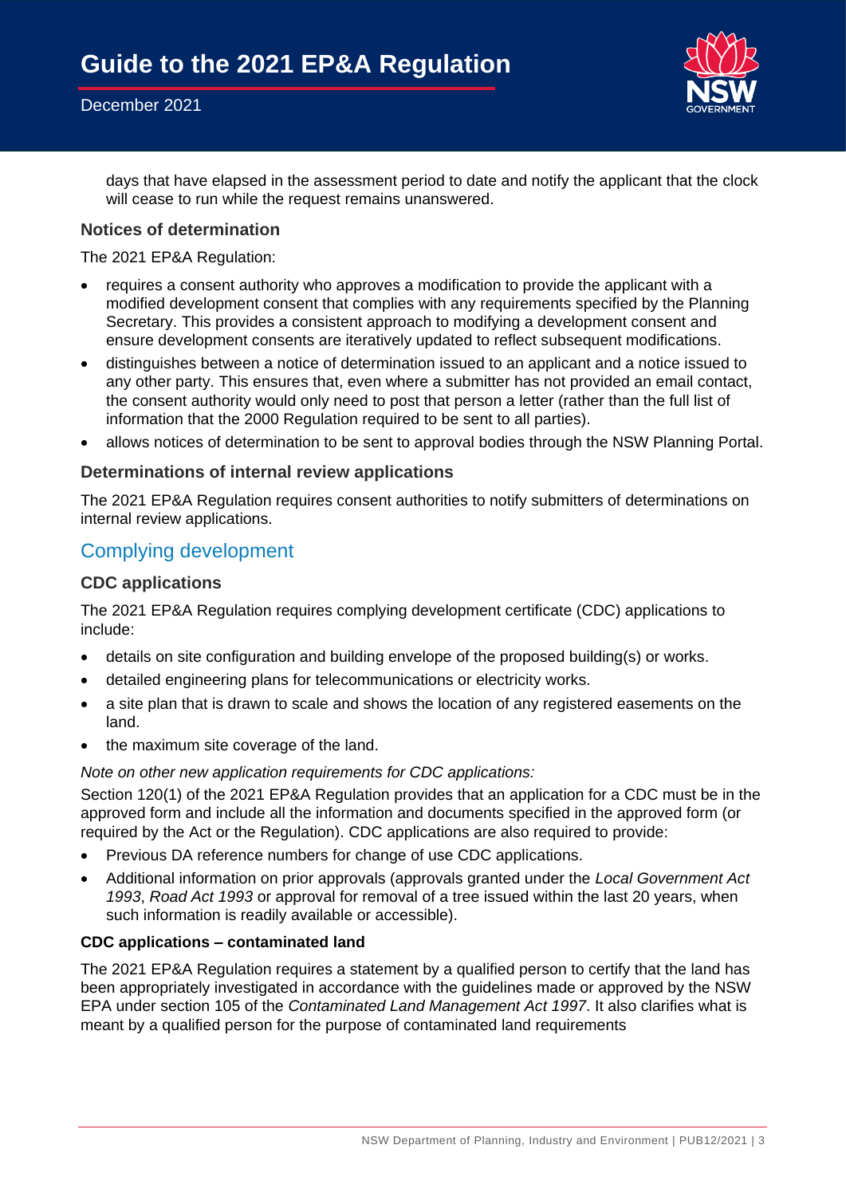days that have elapsed in the assessment period to date and notify the applicant that the clock will cease to run while the request remains unanswered.

### Notices of determination

The 2021 EP&A Regulation:

- requires a consent authority who approves a modification to provide the applicant with a modified development consent that complies with any requirements specified by the Planning Secretary. This provides a consistent approach to modifying a development consent and ensure development consents are iteratively updated to reflect subsequent modifications.
- distinguishes between a notice of determination issued to an applicant and a notice issued to any other party. This ensures that, even where a submitter has not provided an email contact, the consent authority would only need to post that person a letter (rather than the full list of information that the 2000 Regulation required to be sent to all parties).
- allows notices of determination to be sent to approval bodies through the NSW Planning Portal.

### Determinations of internal review applications

The 2021 EP&A Regulation requires consent authorities to notify submitters of determinations on internal review applications.

## Complying development

### CDC applications

The 2021 EP&A Regulation requires complying development certificate (CDC) applications to include:

- details on site configuration and building envelope of the proposed building(s) or works.
- detailed engineering plans for telecommunications or electricity works.
- a site plan that is drawn to scale and shows the location of any registered easements on the land.
- the maximum site coverage of the land.

*Note on other new application requirements for CDC applications:*

Section 120(1) of the 2021 EP&A Regulation provides that an application for a CDC must be in the approved form and include all the information and documents specified in the approved form (or required by the Act or the Regulation). CDC applications are also required to provide:

- Previous DA reference numbers for change of use CDC applications.
- Additional information on prior approvals (approvals granted under the *Local Government Act 1993*, *Road Act 1993* or approval for removal of a tree issued within the last 20 years, when such information is readily available or accessible).

**CDC applications – contaminated land**

The 2021 EP&A Regulation requires a statement by a qualified person to certify that the land has been appropriately investigated in accordance with the guidelines made or approved by the NSW EPA under section 105 of the *Contaminated Land Management Act 1997*. It also clarifies what is meant by a qualified person for the purpose of contaminated land requirements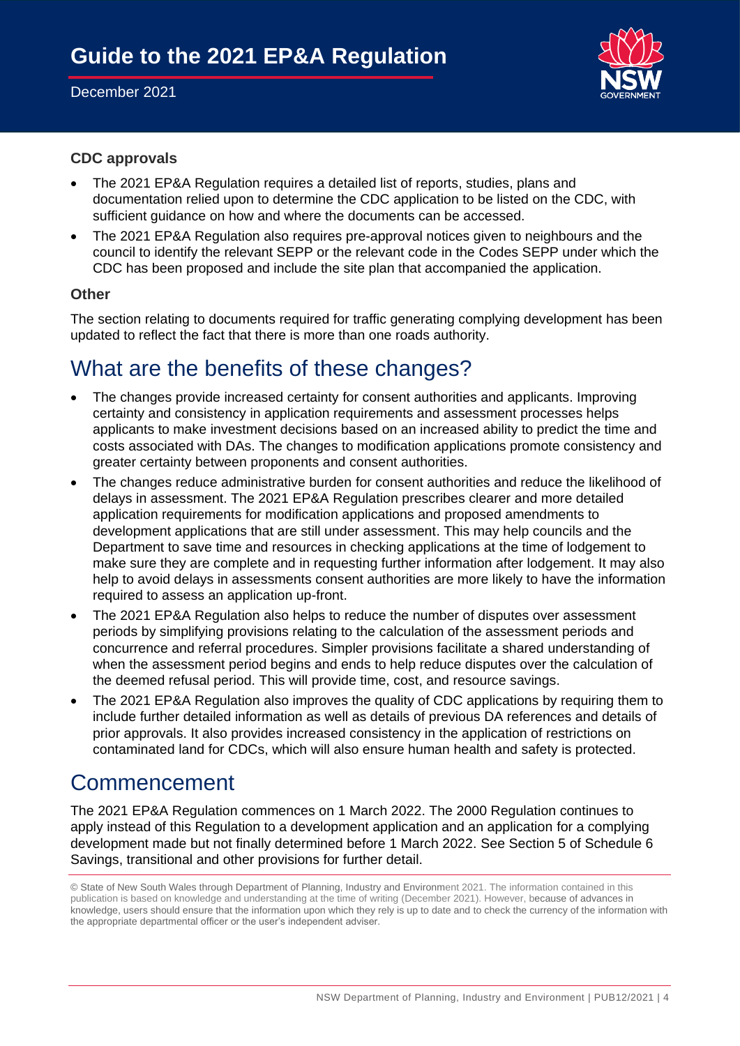### CDC approvals

- The 2021 EP&A Regulation requires a detailed list of reports, studies, plans and documentation relied upon to determine the CDC application to be listed on the CDC, with sufficient guidance on how and where the documents can be accessed.
- The 2021 EP&A Regulation also requires pre-approval notices given to neighbours and the council to identify the relevant SEPP or the relevant code in the Codes SEPP under which the CDC has been proposed and include the site plan that accompanied the application.

### Other

The section relating to documents required for traffic generating complying development has been updated to reflect the fact that there is more than one roads authority.

## What are the benefits of these changes?

- The changes provide increased certainty for consent authorities and applicants. Improving certainty and consistency in application requirements and assessment processes helps applicants to make investment decisions based on an increased ability to predict the time and costs associated with DAs. The changes to modification applications promote consistency and greater certainty between proponents and consent authorities.
- The changes reduce administrative burden for consent authorities and reduce the likelihood of delays in assessment. The 2021 EP&A Regulation prescribes clearer and more detailed application requirements for modification applications and proposed amendments to development applications that are still under assessment. This may help councils and the Department to save time and resources in checking applications at the time of lodgement to make sure they are complete and in requesting further information after lodgement. It may also help to avoid delays in assessments consent authorities are more likely to have the information required to assess an application up-front.
- The 2021 EP&A Regulation also helps to reduce the number of disputes over assessment periods by simplifying provisions relating to the calculation of the assessment periods and concurrence and referral procedures. Simpler provisions facilitate a shared understanding of when the assessment period begins and ends to help reduce disputes over the calculation of the deemed refusal period. This will provide time, cost, and resource savings.
- The 2021 EP&A Regulation also improves the quality of CDC applications by requiring them to include further detailed information as well as details of previous DA references and details of prior approvals. It also provides increased consistency in the application of restrictions on contaminated land for CDCs, which will also ensure human health and safety is protected.

## Commencement

The 2021 EP&A Regulation commences on 1 March 2022. The 2000 Regulation continues to apply instead of this Regulation to a development application and an application for a complying development made but not finally determined before 1 March 2022. See Section 5 of Schedule 6 Savings, transitional and other provisions for further detail.

© State of New South Wales through Department of Planning, Industry and Environment 2021. The information contained in this publication is based on knowledge and understanding at the time of writing (December 2021). However, because of advances in knowledge, users should ensure that the information upon which they rely is up to date and to check the currency of the information with the appropriate departmental officer or the user's independent adviser.